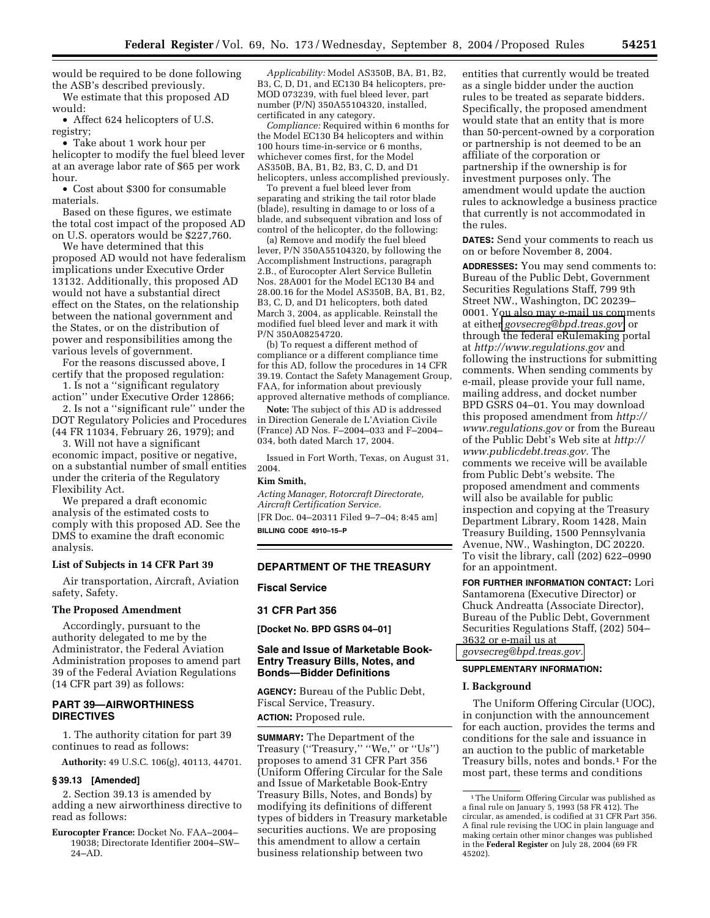would be required to be done following the ASB's described previously.

We estimate that this proposed AD would:

- Affect 624 helicopters of U.S. registry;
- Take about 1 work hour per helicopter to modify the fuel bleed lever at an average labor rate of $65 per work hour.
- Cost about $300 for consumable materials.

Based on these figures, we estimate the total cost impact of the proposed AD on U.S. operators would be $227,760.

We have determined that this proposed AD would not have federalism implications under Executive Order 13132. Additionally, this proposed AD would not have a substantial direct effect on the States, on the relationship between the national government and the States, or on the distribution of power and responsibilities among the various levels of government.

For the reasons discussed above, I certify that the proposed regulation:

1. Is not a ''significant regulatory action'' under Executive Order 12866;
2. Is not a ''significant rule'' under the DOT Regulatory Policies and Procedures (44 FR 11034, February 26, 1979); and
3. Will not have a significant economic impact, positive or negative, on a substantial number of small entities under the criteria of the Regulatory Flexibility Act.

We prepared a draft economic analysis of the estimated costs to comply with this proposed AD. See the DMS to examine the draft economic analysis.

### List of Subjects in 14 CFR Part 39

Air transportation, Aircraft, Aviation safety, Safety.

### The Proposed Amendment

Accordingly, pursuant to the authority delegated to me by the Administrator, the Federal Aviation Administration proposes to amend part 39 of the Federal Aviation Regulations (14 CFR part 39) as follows:

## PART 39—AIRWORTHINESS DIRECTIVES

1. The authority citation for part 39 continues to read as follows:

**Authority:** 49 U.S.C. 106(g), 40113, 44701.

### § 39.13 [Amended]

2. Section 39.13 is amended by adding a new airworthiness directive to read as follows:

**Eurocopter France:** Docket No. FAA–2004–19038; Directorate Identifier 2004–SW–24–AD.

*Applicability:* Model AS350B, BA, B1, B2, B3, C, D, D1, and EC130 B4 helicopters, pre-MOD 073239, with fuel bleed lever, part number (P/N) 350A55104320, installed, certificated in any category.

*Compliance:* Required within 6 months for the Model EC130 B4 helicopters and within 100 hours time-in-service or 6 months, whichever comes first, for the Model AS350B, BA, B1, B2, B3, C, D, and D1 helicopters, unless accomplished previously.

To prevent a fuel bleed lever from separating and striking the tail rotor blade (blade), resulting in damage to or loss of a blade, and subsequent vibration and loss of control of the helicopter, do the following:

(a) Remove and modify the fuel bleed lever, P/N 350A55104320, by following the Accomplishment Instructions, paragraph 2.B., of Eurocopter Alert Service Bulletin Nos. 28A001 for the Model EC130 B4 and 28.00.16 for the Model AS350B, BA, B1, B2, B3, C, D, and D1 helicopters, both dated March 3, 2004, as applicable. Reinstall the modified fuel bleed lever and mark it with P/N 350A08254720.

(b) To request a different method of compliance or a different compliance time for this AD, follow the procedures in 14 CFR 39.19. Contact the Safety Management Group, FAA, for information about previously approved alternative methods of compliance.

**Note:** The subject of this AD is addressed in Direction Generale de L'Aviation Civile (France) AD Nos. F–2004–033 and F–2004–034, both dated March 17, 2004.

Issued in Fort Worth, Texas, on August 31, 2004.

**Kim Smith,**

*Acting Manager, Rotorcraft Directorate, Aircraft Certification Service.*

[FR Doc. 04–20311 Filed 9–7–04; 8:45 am]

**BILLING CODE 4910–15–P**

---

## DEPARTMENT OF THE TREASURY

### Fiscal Service

### 31 CFR Part 356

**[Docket No. BPD GSRS 04–01]**

## Sale and Issue of Marketable Book-Entry Treasury Bills, Notes, and Bonds—Bidder Definitions

**AGENCY:** Bureau of the Public Debt, Fiscal Service, Treasury.

**ACTION:** Proposed rule.

**SUMMARY:** The Department of the Treasury (''Treasury,'' ''We,'' or ''Us'') proposes to amend 31 CFR Part 356 (Uniform Offering Circular for the Sale and Issue of Marketable Book-Entry Treasury Bills, Notes, and Bonds) by modifying its definitions of different types of bidders in Treasury marketable securities auctions. We are proposing this amendment to allow a certain business relationship between two entities that currently would be treated as a single bidder under the auction rules to be treated as separate bidders. Specifically, the proposed amendment would state that an entity that is more than 50-percent-owned by a corporation or partnership is not deemed to be an affiliate of the corporation or partnership if the ownership is for investment purposes only. The amendment would update the auction rules to acknowledge a business practice that currently is not accommodated in the rules.

**DATES:** Send your comments to reach us on or before November 8, 2004.

**ADDRESSES:** You may send comments to: Bureau of the Public Debt, Government Securities Regulations Staff, 799 9th Street NW., Washington, DC 20239–0001. You also may e-mail us comments at either govsecreg@bpd.treas.gov or through the federal eRulemaking portal at *http://www.regulations.gov* and following the instructions for submitting comments. When sending comments by e-mail, please provide your full name, mailing address, and docket number BPD GSRS 04–01. You may download this proposed amendment from *http://www.regulations.gov* or from the Bureau of the Public Debt's Web site at *http://www.publicdebt.treas.gov.* The comments we receive will be available from Public Debt's website. The proposed amendment and comments will also be available for public inspection and copying at the Treasury Department Library, Room 1428, Main Treasury Building, 1500 Pennsylvania Avenue, NW., Washington, DC 20220. To visit the library, call (202) 622–0990 for an appointment.

**FOR FURTHER INFORMATION CONTACT:** Lori Santamorena (Executive Director) or Chuck Andreatta (Associate Director), Bureau of the Public Debt, Government Securities Regulations Staff, (202) 504–3632 or e-mail us at *govsecreg@bpd.treas.gov.*

**SUPPLEMENTARY INFORMATION:**

### I. Background

The Uniform Offering Circular (UOC), in conjunction with the announcement for each auction, provides the terms and conditions for the sale and issuance in an auction to the public of marketable Treasury bills, notes and bonds.[1] For the most part, these terms and conditions

[1] The Uniform Offering Circular was published as a final rule on January 5, 1993 (58 FR 412). The circular, as amended, is codified at 31 CFR Part 356. A final rule revising the UOC in plain language and making certain other minor changes was published in the **Federal Register** on July 28, 2004 (69 FR 45202).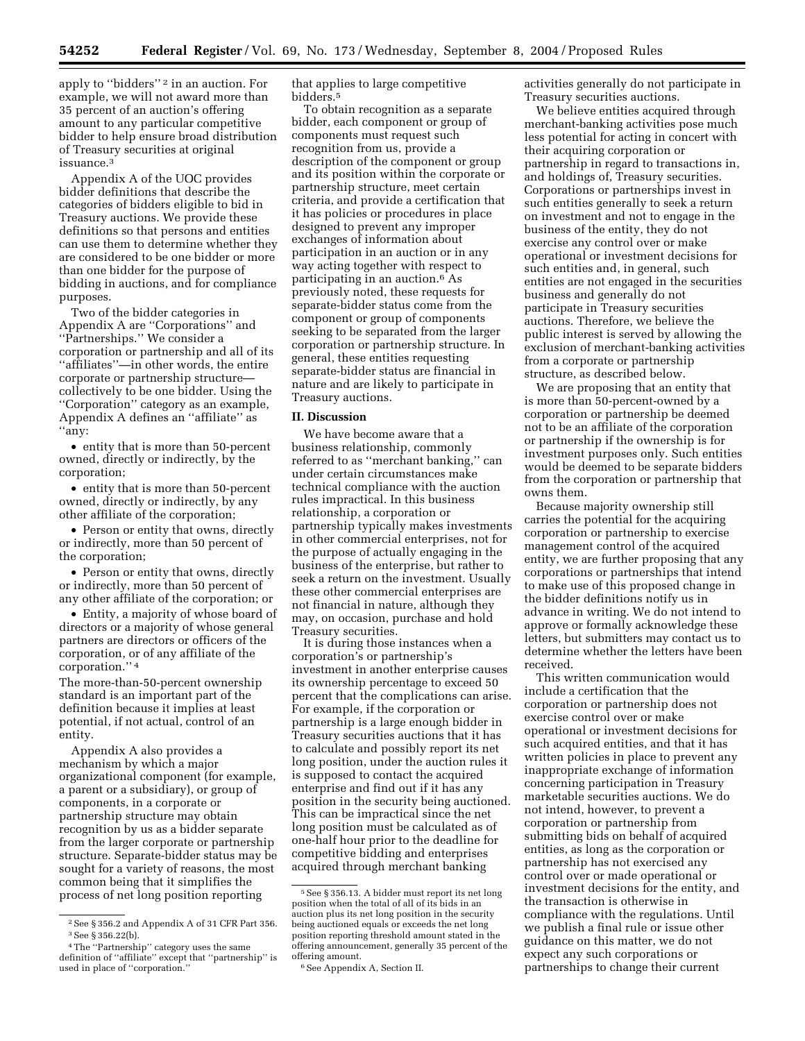apply to ''bidders'' [2] in an auction. For example, we will not award more than 35 percent of an auction's offering amount to any particular competitive bidder to help ensure broad distribution of Treasury securities at original issuance.[3]

Appendix A of the UOC provides bidder definitions that describe the categories of bidders eligible to bid in Treasury auctions. We provide these definitions so that persons and entities can use them to determine whether they are considered to be one bidder or more than one bidder for the purpose of bidding in auctions, and for compliance purposes.

Two of the bidder categories in Appendix A are ''Corporations'' and ''Partnerships.'' We consider a corporation or partnership and all of its ''affiliates''—in other words, the entire corporate or partnership structure—collectively to be one bidder. Using the ''Corporation'' category as an example, Appendix A defines an ''affiliate'' as ''any:

- entity that is more than 50-percent owned, directly or indirectly, by the corporation;
- entity that is more than 50-percent owned, directly or indirectly, by any other affiliate of the corporation;
- Person or entity that owns, directly or indirectly, more than 50 percent of the corporation;
- Person or entity that owns, directly or indirectly, more than 50 percent of any other affiliate of the corporation; or
- Entity, a majority of whose board of directors or a majority of whose general partners are directors or officers of the corporation, or of any affiliate of the corporation.'' [4]

The more-than-50-percent ownership standard is an important part of the definition because it implies at least potential, if not actual, control of an entity.

Appendix A also provides a mechanism by which a major organizational component (for example, a parent or a subsidiary), or group of components, in a corporate or partnership structure may obtain recognition by us as a bidder separate from the larger corporate or partnership structure. Separate-bidder status may be sought for a variety of reasons, the most common being that it simplifies the process of net long position reporting that applies to large competitive bidders.[5]

To obtain recognition as a separate bidder, each component or group of components must request such recognition from us, provide a description of the component or group and its position within the corporate or partnership structure, meet certain criteria, and provide a certification that it has policies or procedures in place designed to prevent any improper exchanges of information about participation in an auction or in any way acting together with respect to participating in an auction.[6] As previously noted, these requests for separate-bidder status come from the component or group of components seeking to be separated from the larger corporation or partnership structure. In general, these entities requesting separate-bidder status are financial in nature and are likely to participate in Treasury auctions.

## II. Discussion

We have become aware that a business relationship, commonly referred to as ''merchant banking,'' can under certain circumstances make technical compliance with the auction rules impractical. In this business relationship, a corporation or partnership typically makes investments in other commercial enterprises, not for the purpose of actually engaging in the business of the enterprise, but rather to seek a return on the investment. Usually these other commercial enterprises are not financial in nature, although they may, on occasion, purchase and hold Treasury securities.

It is during those instances when a corporation's or partnership's investment in another enterprise causes its ownership percentage to exceed 50 percent that the complications can arise. For example, if the corporation or partnership is a large enough bidder in Treasury securities auctions that it has to calculate and possibly report its net long position, under the auction rules it is supposed to contact the acquired enterprise and find out if it has any position in the security being auctioned. This can be impractical since the net long position must be calculated as of one-half hour prior to the deadline for competitive bidding and enterprises acquired through merchant banking activities generally do not participate in Treasury securities auctions.

We believe entities acquired through merchant-banking activities pose much less potential for acting in concert with their acquiring corporation or partnership in regard to transactions in, and holdings of, Treasury securities. Corporations or partnerships invest in such entities generally to seek a return on investment and not to engage in the business of the entity, they do not exercise any control over or make operational or investment decisions for such entities and, in general, such entities are not engaged in the securities business and generally do not participate in Treasury securities auctions. Therefore, we believe the public interest is served by allowing the exclusion of merchant-banking activities from a corporate or partnership structure, as described below.

We are proposing that an entity that is more than 50-percent-owned by a corporation or partnership be deemed not to be an affiliate of the corporation or partnership if the ownership is for investment purposes only. Such entities would be deemed to be separate bidders from the corporation or partnership that owns them.

Because majority ownership still carries the potential for the acquiring corporation or partnership to exercise management control of the acquired entity, we are further proposing that any corporations or partnerships that intend to make use of this proposed change in the bidder definitions notify us in advance in writing. We do not intend to approve or formally acknowledge these letters, but submitters may contact us to determine whether the letters have been received.

This written communication would include a certification that the corporation or partnership does not exercise control over or make operational or investment decisions for such acquired entities, and that it has written policies in place to prevent any inappropriate exchange of information concerning participation in Treasury marketable securities auctions. We do not intend, however, to prevent a corporation or partnership from submitting bids on behalf of acquired entities, as long as the corporation or partnership has not exercised any control over or made operational or investment decisions for the entity, and the transaction is otherwise in compliance with the regulations. Until we publish a final rule or issue other guidance on this matter, we do not expect any such corporations or partnerships to change their current

---

[2] See § 356.2 and Appendix A of 31 CFR Part 356.

[3] See § 356.22(b).

[4] The ''Partnership'' category uses the same definition of ''affiliate'' except that ''partnership'' is used in place of ''corporation.''

[5] See § 356.13. A bidder must report its net long position when the total of all of its bids in an auction plus its net long position in the security being auctioned equals or exceeds the net long position reporting threshold amount stated in the offering announcement, generally 35 percent of the offering amount.

[6] See Appendix A, Section II.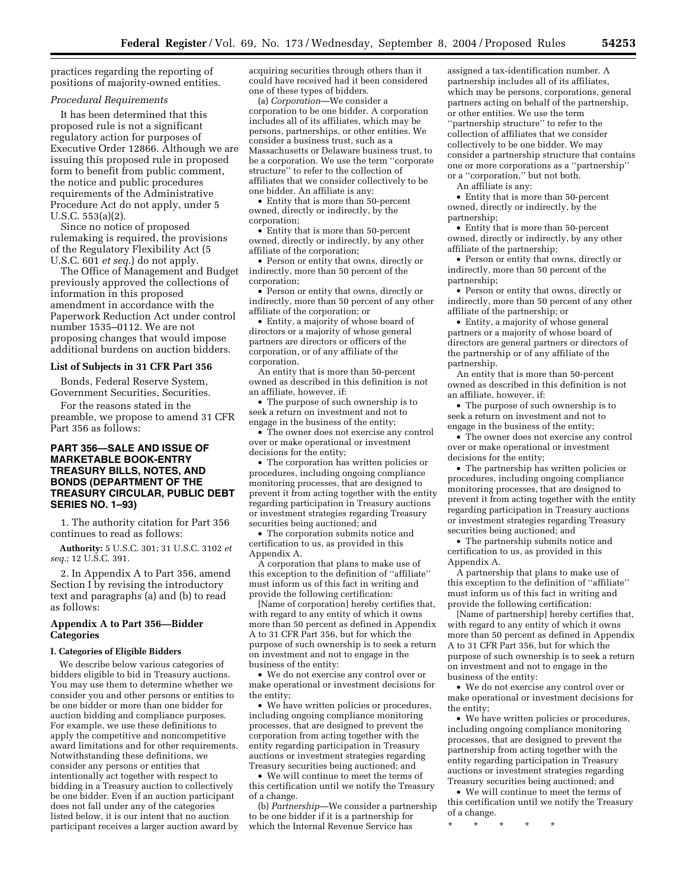practices regarding the reporting of positions of majority-owned entities.

*Procedural Requirements*

It has been determined that this proposed rule is not a significant regulatory action for purposes of Executive Order 12866. Although we are issuing this proposed rule in proposed form to benefit from public comment, the notice and public procedures requirements of the Administrative Procedure Act do not apply, under 5 U.S.C. 553(a)(2).

Since no notice of proposed rulemaking is required, the provisions of the Regulatory Flexibility Act (5 U.S.C. 601 *et seq.*) do not apply.

The Office of Management and Budget previously approved the collections of information in this proposed amendment in accordance with the Paperwork Reduction Act under control number 1535–0112. We are not proposing changes that would impose additional burdens on auction bidders.

**List of Subjects in 31 CFR Part 356**

Bonds, Federal Reserve System, Government Securities, Securities.

For the reasons stated in the preamble, we propose to amend 31 CFR Part 356 as follows:

## PART 356—SALE AND ISSUE OF MARKETABLE BOOK-ENTRY TREASURY BILLS, NOTES, AND BONDS (DEPARTMENT OF THE TREASURY CIRCULAR, PUBLIC DEBT SERIES NO. 1–93)

1. The authority citation for Part 356 continues to read as follows:

**Authority:** 5 U.S.C. 301; 31 U.S.C. 3102 *et seq.*; 12 U.S.C. 391.

2. In Appendix A to Part 356, amend Section I by revising the introductory text and paragraphs (a) and (b) to read as follows:

### Appendix A to Part 356—Bidder Categories

**I. Categories of Eligible Bidders**

We describe below various categories of bidders eligible to bid in Treasury auctions. You may use them to determine whether we consider you and other persons or entities to be one bidder or more than one bidder for auction bidding and compliance purposes. For example, we use these definitions to apply the competitive and noncompetitive award limitations and for other requirements. Notwithstanding these definitions, we consider any persons or entities that intentionally act together with respect to bidding in a Treasury auction to collectively be one bidder. Even if an auction participant does not fall under any of the categories listed below, it is our intent that no auction participant receives a larger auction award by acquiring securities through others than it could have received had it been considered one of these types of bidders.

(a) *Corporation*—We consider a corporation to be one bidder. A corporation includes all of its affiliates, which may be persons, partnerships, or other entities. We consider a business trust, such as a Massachusetts or Delaware business trust, to be a corporation. We use the term ''corporate structure'' to refer to the collection of affiliates that we consider collectively to be one bidder. An affiliate is any:

- Entity that is more than 50-percent owned, directly or indirectly, by the corporation;
- Entity that is more than 50-percent owned, directly or indirectly, by any other affiliate of the corporation;
- Person or entity that owns, directly or indirectly, more than 50 percent of the corporation;
- Person or entity that owns, directly or indirectly, more than 50 percent of any other affiliate of the corporation; or
- Entity, a majority of whose board of directors or a majority of whose general partners are directors or officers of the corporation, or of any affiliate of the corporation.

An entity that is more than 50-percent owned as described in this definition is not an affiliate, however, if:

- The purpose of such ownership is to seek a return on investment and not to engage in the business of the entity;
- The owner does not exercise any control over or make operational or investment decisions for the entity;
- The corporation has written policies or procedures, including ongoing compliance monitoring processes, that are designed to prevent it from acting together with the entity regarding participation in Treasury auctions or investment strategies regarding Treasury securities being auctioned; and
- The corporation submits notice and certification to us, as provided in this Appendix A.

A corporation that plans to make use of this exception to the definition of ''affiliate'' must inform us of this fact in writing and provide the following certification:

[Name of corporation] hereby certifies that, with regard to any entity of which it owns more than 50 percent as defined in Appendix A to 31 CFR Part 356, but for which the purpose of such ownership is to seek a return on investment and not to engage in the business of the entity:

- We do not exercise any control over or make operational or investment decisions for the entity;
- We have written policies or procedures, including ongoing compliance monitoring processes, that are designed to prevent the corporation from acting together with the entity regarding participation in Treasury auctions or investment strategies regarding Treasury securities being auctioned; and
- We will continue to meet the terms of this certification until we notify the Treasury of a change.

(b) *Partnership*—We consider a partnership to be one bidder if it is a partnership for which the Internal Revenue Service has assigned a tax-identification number. A partnership includes all of its affiliates, which may be persons, corporations, general partners acting on behalf of the partnership, or other entities. We use the term ''partnership structure'' to refer to the collection of affiliates that we consider collectively to be one bidder. We may consider a partnership structure that contains one or more corporations as a ''partnership'' or a ''corporation,'' but not both.

An affiliate is any:

- Entity that is more than 50-percent owned, directly or indirectly, by the partnership;
- Entity that is more than 50-percent owned, directly or indirectly, by any other affiliate of the partnership;
- Person or entity that owns, directly or indirectly, more than 50 percent of the partnership;
- Person or entity that owns, directly or indirectly, more than 50 percent of any other affiliate of the partnership; or
- Entity, a majority of whose general partners or a majority of whose board of directors are general partners or directors of the partnership or of any affiliate of the partnership.

An entity that is more than 50-percent owned as described in this definition is not an affiliate, however, if:

- The purpose of such ownership is to seek a return on investment and not to engage in the business of the entity;
- The owner does not exercise any control over or make operational or investment decisions for the entity;
- The partnership has written policies or procedures, including ongoing compliance monitoring processes, that are designed to prevent it from acting together with the entity regarding participation in Treasury auctions or investment strategies regarding Treasury securities being auctioned; and
- The partnership submits notice and certification to us, as provided in this Appendix A.

A partnership that plans to make use of this exception to the definition of ''affiliate'' must inform us of this fact in writing and provide the following certification:

[Name of partnership] hereby certifies that, with regard to any entity of which it owns more than 50 percent as defined in Appendix A to 31 CFR Part 356, but for which the purpose of such ownership is to seek a return on investment and not to engage in the business of the entity:

- We do not exercise any control over or make operational or investment decisions for the entity;
- We have written policies or procedures, including ongoing compliance monitoring processes, that are designed to prevent the partnership from acting together with the entity regarding participation in Treasury auctions or investment strategies regarding Treasury securities being auctioned; and
- We will continue to meet the terms of this certification until we notify the Treasury of a change.

\* \* \* \* \*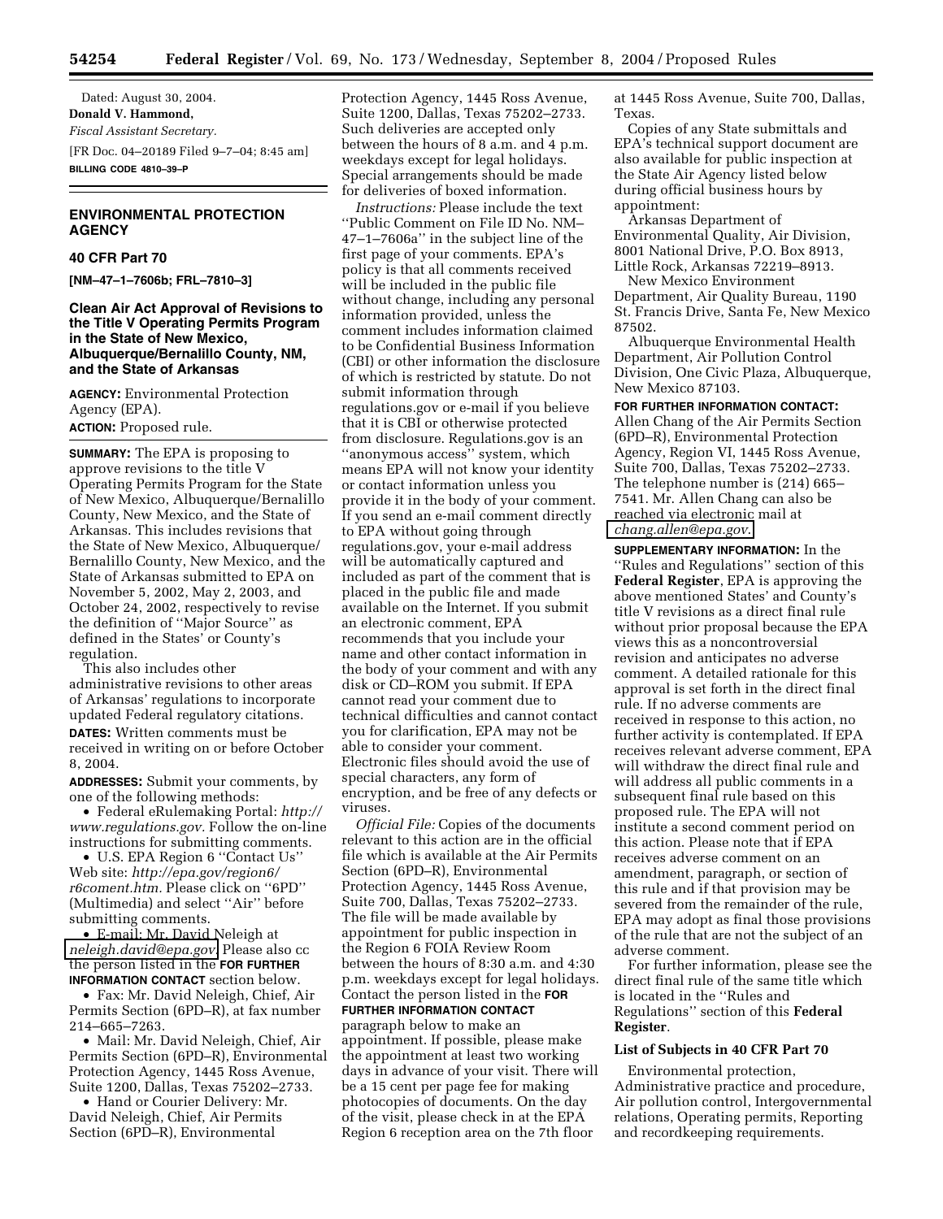Dated: August 30, 2004.

**Donald V. Hammond,**

*Fiscal Assistant Secretary.*

[FR Doc. 04–20189 Filed 9–7–04; 8:45 am]

**BILLING CODE 4810–39–P**

## ENVIRONMENTAL PROTECTION AGENCY

### 40 CFR Part 70

**[NM–47–1–7606b; FRL–7810–3]**

### Clean Air Act Approval of Revisions to the Title V Operating Permits Program in the State of New Mexico, Albuquerque/Bernalillo County, NM, and the State of Arkansas

**AGENCY:** Environmental Protection Agency (EPA).

**ACTION:** Proposed rule.

**SUMMARY:** The EPA is proposing to approve revisions to the title V Operating Permits Program for the State of New Mexico, Albuquerque/Bernalillo County, New Mexico, and the State of Arkansas. This includes revisions that the State of New Mexico, Albuquerque/Bernalillo County, New Mexico, and the State of Arkansas submitted to EPA on November 5, 2002, May 2, 2003, and October 24, 2002, respectively to revise the definition of ''Major Source'' as defined in the States' or County's regulation.

This also includes other administrative revisions to other areas of Arkansas' regulations to incorporate updated Federal regulatory citations.

**DATES:** Written comments must be received in writing on or before October 8, 2004.

**ADDRESSES:** Submit your comments, by one of the following methods:

- Federal eRulemaking Portal: *http://www.regulations.gov.* Follow the on-line instructions for submitting comments.
- U.S. EPA Region 6 ''Contact Us'' Web site: *http://epa.gov/region6/r6coment.htm.* Please click on ''6PD'' (Multimedia) and select ''Air'' before submitting comments.
- E-mail: Mr. David Neleigh at *neleigh.david@epa.gov.* Please also cc the person listed in the **FOR FURTHER INFORMATION CONTACT** section below.
- Fax: Mr. David Neleigh, Chief, Air Permits Section (6PD–R), at fax number 214–665–7263.
- Mail: Mr. David Neleigh, Chief, Air Permits Section (6PD–R), Environmental Protection Agency, 1445 Ross Avenue, Suite 1200, Dallas, Texas 75202–2733.
- Hand or Courier Delivery: Mr. David Neleigh, Chief, Air Permits Section (6PD–R), Environmental Protection Agency, 1445 Ross Avenue, Suite 1200, Dallas, Texas 75202–2733. Such deliveries are accepted only between the hours of 8 a.m. and 4 p.m. weekdays except for legal holidays. Special arrangements should be made for deliveries of boxed information.

*Instructions:* Please include the text ''Public Comment on File ID No. NM–47–1–7606a'' in the subject line of the first page of your comments. EPA's policy is that all comments received will be included in the public file without change, including any personal information provided, unless the comment includes information claimed to be Confidential Business Information (CBI) or other information the disclosure of which is restricted by statute. Do not submit information through regulations.gov or e-mail if you believe that it is CBI or otherwise protected from disclosure. Regulations.gov is an ''anonymous access'' system, which means EPA will not know your identity or contact information unless you provide it in the body of your comment. If you send an e-mail comment directly to EPA without going through regulations.gov, your e-mail address will be automatically captured and included as part of the comment that is placed in the public file and made available on the Internet. If you submit an electronic comment, EPA recommends that you include your name and other contact information in the body of your comment and with any disk or CD–ROM you submit. If EPA cannot read your comment due to technical difficulties and cannot contact you for clarification, EPA may not be able to consider your comment. Electronic files should avoid the use of special characters, any form of encryption, and be free of any defects or viruses.

*Official File:* Copies of the documents relevant to this action are in the official file which is available at the Air Permits Section (6PD–R), Environmental Protection Agency, 1445 Ross Avenue, Suite 700, Dallas, Texas 75202–2733. The file will be made available by appointment for public inspection in the Region 6 FOIA Review Room between the hours of 8:30 a.m. and 4:30 p.m. weekdays except for legal holidays. Contact the person listed in the **FOR FURTHER INFORMATION CONTACT** paragraph below to make an appointment. If possible, please make the appointment at least two working days in advance of your visit. There will be a 15 cent per page fee for making photocopies of documents. On the day of the visit, please check in at the EPA Region 6 reception area on the 7th floor at 1445 Ross Avenue, Suite 700, Dallas, Texas.

Copies of any State submittals and EPA's technical support document are also available for public inspection at the State Air Agency listed below during official business hours by appointment:

Arkansas Department of Environmental Quality, Air Division, 8001 National Drive, P.O. Box 8913, Little Rock, Arkansas 72219–8913.

New Mexico Environment Department, Air Quality Bureau, 1190 St. Francis Drive, Santa Fe, New Mexico 87502.

Albuquerque Environmental Health Department, Air Pollution Control Division, One Civic Plaza, Albuquerque, New Mexico 87103.

**FOR FURTHER INFORMATION CONTACT:** Allen Chang of the Air Permits Section (6PD–R), Environmental Protection Agency, Region VI, 1445 Ross Avenue, Suite 700, Dallas, Texas 75202–2733. The telephone number is (214) 665–7541. Mr. Allen Chang can also be reached via electronic mail at *chang.allen@epa.gov.*

**SUPPLEMENTARY INFORMATION:** In the ''Rules and Regulations'' section of this **Federal Register**, EPA is approving the above mentioned States' and County's title V revisions as a direct final rule without prior proposal because the EPA views this as a noncontroversial revision and anticipates no adverse comment. A detailed rationale for this approval is set forth in the direct final rule. If no adverse comments are received in response to this action, no further activity is contemplated. If EPA receives relevant adverse comment, EPA will withdraw the direct final rule and will address all public comments in a subsequent final rule based on this proposed rule. The EPA will not institute a second comment period on this action. Please note that if EPA receives adverse comment on an amendment, paragraph, or section of this rule and if that provision may be severed from the remainder of the rule, EPA may adopt as final those provisions of the rule that are not the subject of an adverse comment.

For further information, please see the direct final rule of the same title which is located in the ''Rules and Regulations'' section of this **Federal Register**.

**List of Subjects in 40 CFR Part 70**

Environmental protection, Administrative practice and procedure, Air pollution control, Intergovernmental relations, Operating permits, Reporting and recordkeeping requirements.